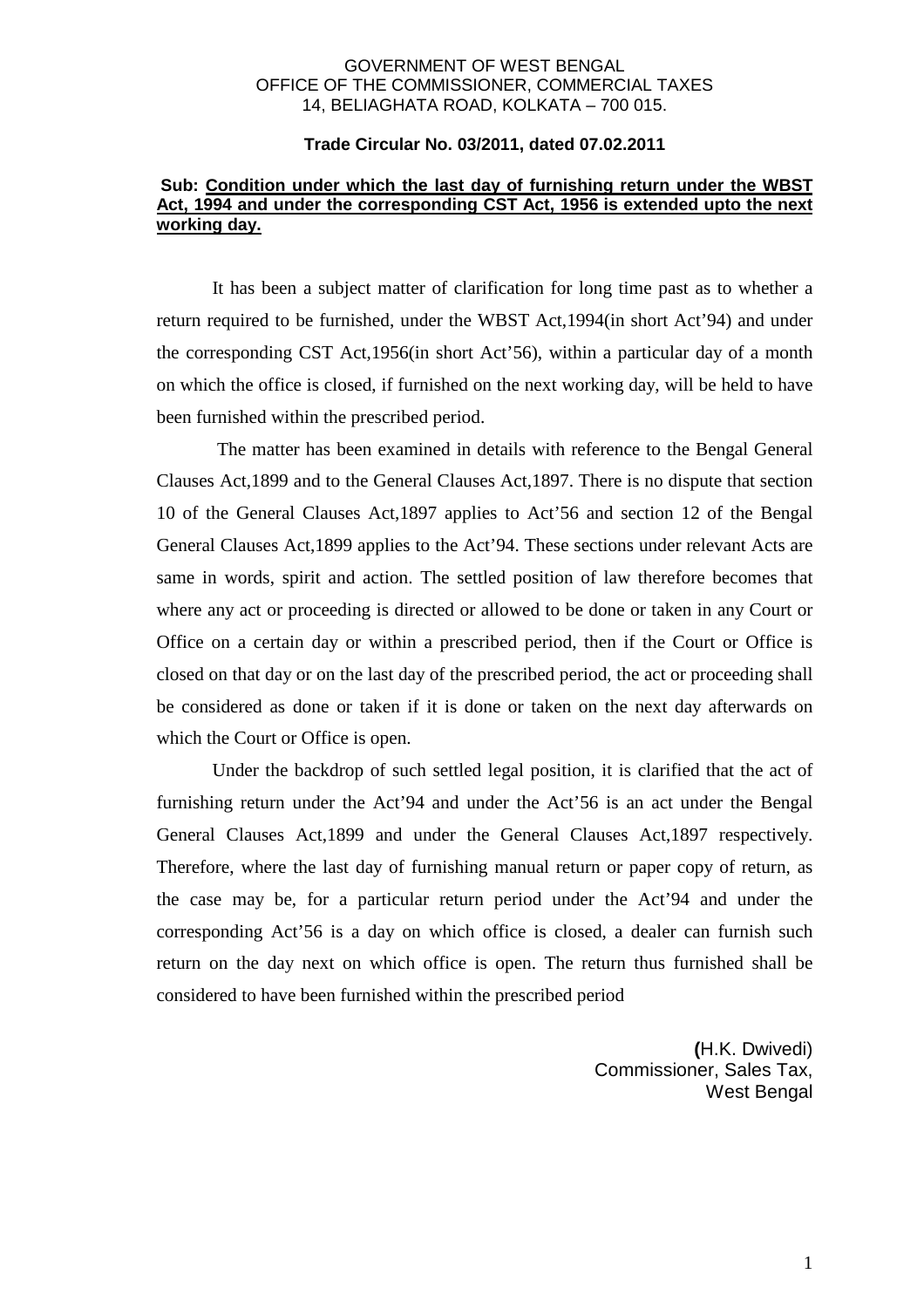GOVERNMENT OF WEST BENGAL
OFFICE OF THE COMMISSIONER, COMMERCIAL TAXES
14, BELIAGHATA ROAD, KOLKATA – 700 015.

**Trade Circular No. 03/2011, dated 07.02.2011**

**Sub: <u>Condition under which the last day of furnishing return under the WBST Act, 1994 and under the corresponding CST Act, 1956 is extended upto the next working day.</u>**

It has been a subject matter of clarification for long time past as to whether a return required to be furnished, under the WBST Act,1994(in short Act'94) and under the corresponding CST Act,1956(in short Act'56), within a particular day of a month on which the office is closed, if furnished on the next working day, will be held to have been furnished within the prescribed period.

The matter has been examined in details with reference to the Bengal General Clauses Act,1899 and to the General Clauses Act,1897. There is no dispute that section 10 of the General Clauses Act,1897 applies to Act'56 and section 12 of the Bengal General Clauses Act,1899 applies to the Act'94. These sections under relevant Acts are same in words, spirit and action. The settled position of law therefore becomes that where any act or proceeding is directed or allowed to be done or taken in any Court or Office on a certain day or within a prescribed period, then if the Court or Office is closed on that day or on the last day of the prescribed period, the act or proceeding shall be considered as done or taken if it is done or taken on the next day afterwards on which the Court or Office is open.

Under the backdrop of such settled legal position, it is clarified that the act of furnishing return under the Act'94 and under the Act'56 is an act under the Bengal General Clauses Act,1899 and under the General Clauses Act,1897 respectively. Therefore, where the last day of furnishing manual return or paper copy of return, as the case may be, for a particular return period under the Act'94 and under the corresponding Act'56 is a day on which office is closed, a dealer can furnish such return on the day next on which office is open. The return thus furnished shall be considered to have been furnished within the prescribed period

(H.K. Dwivedi)
Commissioner, Sales Tax,
West Bengal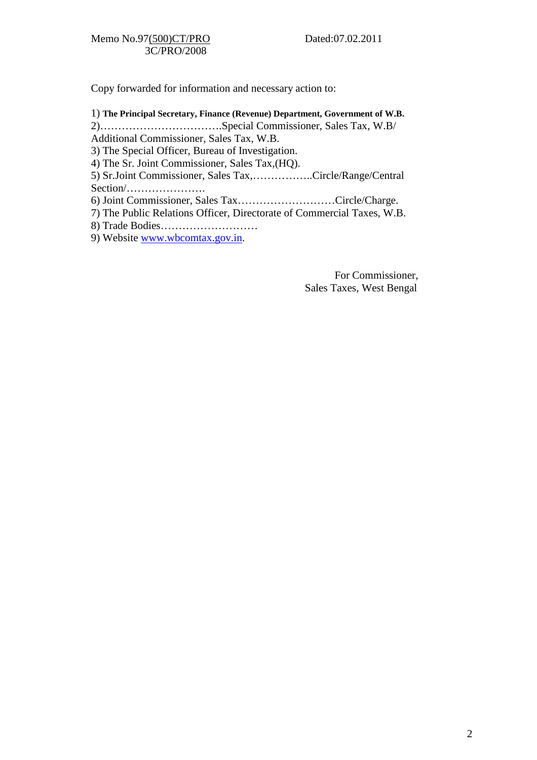Memo No.97(500)CT/PRO
3C/PRO/2008

Dated:07.02.2011

Copy forwarded for information and necessary action to:

1) **The Principal Secretary, Finance (Revenue) Department, Government of W.B.**
2)…………………………….Special Commissioner, Sales Tax, W.B/ Additional Commissioner, Sales Tax, W.B.
3) The Special Officer, Bureau of Investigation.
4) The Sr. Joint Commissioner, Sales Tax,(HQ).
5) Sr.Joint Commissioner, Sales Tax,……………..Circle/Range/Central Section/………………….
6) Joint Commissioner, Sales Tax………………………Circle/Charge.
7) The Public Relations Officer, Directorate of Commercial Taxes, W.B.
8) Trade Bodies………………………
9) Website www.wbcomtax.gov.in.

For Commissioner,
Sales Taxes, West Bengal